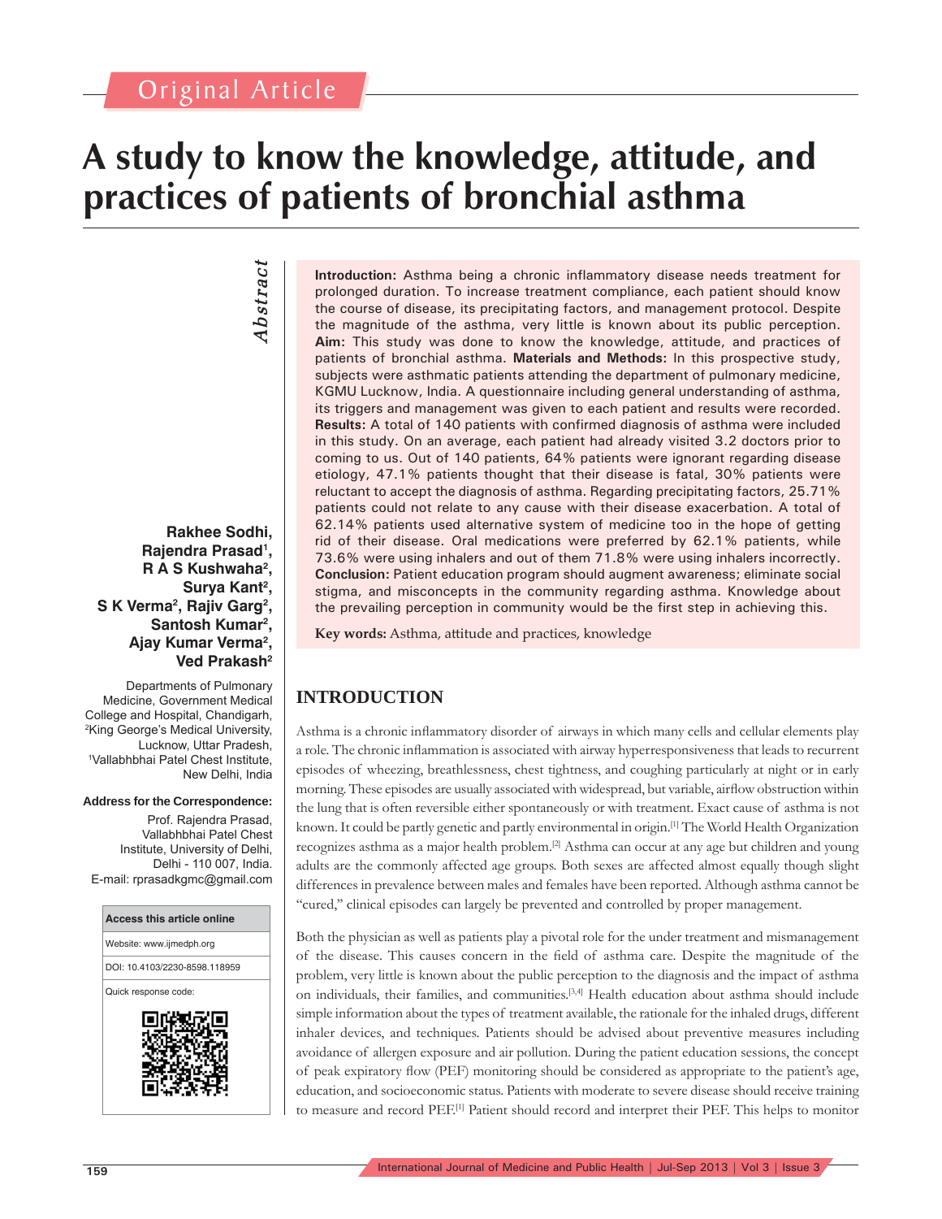Original Article

# A study to know the knowledge, attitude, and practices of patients of bronchial asthma

**Rakhee Sodhi, Rajendra Prasad[1], R A S Kushwaha[2], Surya Kant[2], S K Verma[2], Rajiv Garg[2], Santosh Kumar[2], Ajay Kumar Verma[2], Ved Prakash[2]**

Departments of Pulmonary Medicine, Government Medical College and Hospital, Chandigarh, [2]King George's Medical University, Lucknow, Uttar Pradesh, [1]Vallabhbhai Patel Chest Institute, New Delhi, India

**Address for the Correspondence:**
Prof. Rajendra Prasad, Vallabhbhai Patel Chest Institute, University of Delhi, Delhi - 110 007, India.
E-mail: rprasadkgmc@gmail.com

**Access this article online**
Website: www.ijmedph.org
DOI: 10.4103/2230-8598.118959
Quick response code:

## Abstract

**Introduction:** Asthma being a chronic inflammatory disease needs treatment for prolonged duration. To increase treatment compliance, each patient should know the course of disease, its precipitating factors, and management protocol. Despite the magnitude of the asthma, very little is known about its public perception. **Aim:** This study was done to know the knowledge, attitude, and practices of patients of bronchial asthma. **Materials and Methods:** In this prospective study, subjects were asthmatic patients attending the department of pulmonary medicine, KGMU Lucknow, India. A questionnaire including general understanding of asthma, its triggers and management was given to each patient and results were recorded. **Results:** A total of 140 patients with confirmed diagnosis of asthma were included in this study. On an average, each patient had already visited 3.2 doctors prior to coming to us. Out of 140 patients, 64% patients were ignorant regarding disease etiology, 47.1% patients thought that their disease is fatal, 30% patients were reluctant to accept the diagnosis of asthma. Regarding precipitating factors, 25.71% patients could not relate to any cause with their disease exacerbation. A total of 62.14% patients used alternative system of medicine too in the hope of getting rid of their disease. Oral medications were preferred by 62.1% patients, while 73.6% were using inhalers and out of them 71.8% were using inhalers incorrectly. **Conclusion:** Patient education program should augment awareness; eliminate social stigma, and misconcepts in the community regarding asthma. Knowledge about the prevailing perception in community would be the first step in achieving this.

**Key words:** Asthma, attitude and practices, knowledge

## INTRODUCTION

Asthma is a chronic inflammatory disorder of airways in which many cells and cellular elements play a role. The chronic inflammation is associated with airway hyperresponsiveness that leads to recurrent episodes of wheezing, breathlessness, chest tightness, and coughing particularly at night or in early morning. These episodes are usually associated with widespread, but variable, airflow obstruction within the lung that is often reversible either spontaneously or with treatment. Exact cause of asthma is not known. It could be partly genetic and partly environmental in origin.[1] The World Health Organization recognizes asthma as a major health problem.[2] Asthma can occur at any age but children and young adults are the commonly affected age groups. Both sexes are affected almost equally though slight differences in prevalence between males and females have been reported. Although asthma cannot be "cured," clinical episodes can largely be prevented and controlled by proper management.

Both the physician as well as patients play a pivotal role for the under treatment and mismanagement of the disease. This causes concern in the field of asthma care. Despite the magnitude of the problem, very little is known about the public perception to the diagnosis and the impact of asthma on individuals, their families, and communities.[3,4] Health education about asthma should include simple information about the types of treatment available, the rationale for the inhaled drugs, different inhaler devices, and techniques. Patients should be advised about preventive measures including avoidance of allergen exposure and air pollution. During the patient education sessions, the concept of peak expiratory flow (PEF) monitoring should be considered as appropriate to the patient's age, education, and socioeconomic status. Patients with moderate to severe disease should receive training to measure and record PEF.[1] Patient should record and interpret their PEF. This helps to monitor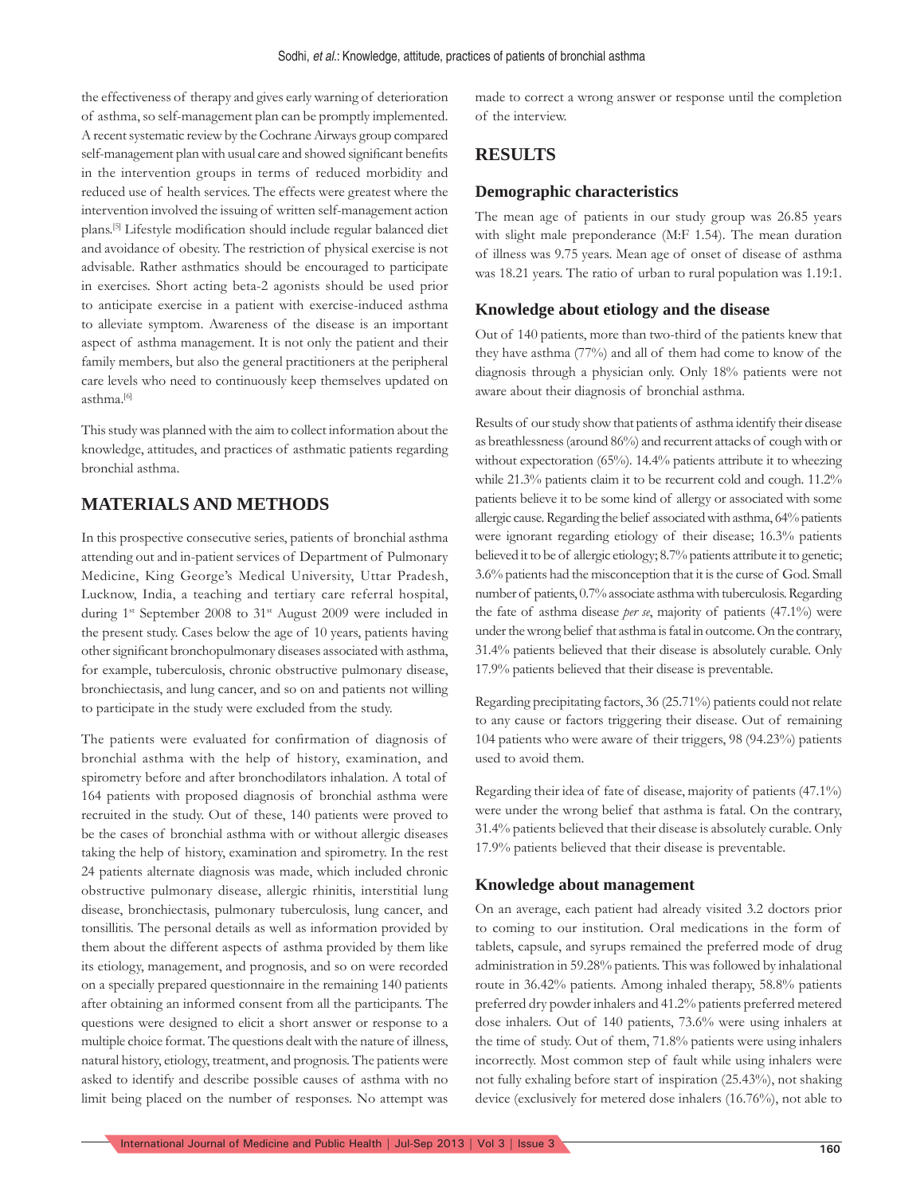the effectiveness of therapy and gives early warning of deterioration of asthma, so self-management plan can be promptly implemented. A recent systematic review by the Cochrane Airways group compared self-management plan with usual care and showed significant benefits in the intervention groups in terms of reduced morbidity and reduced use of health services. The effects were greatest where the intervention involved the issuing of written self-management action plans.[5] Lifestyle modification should include regular balanced diet and avoidance of obesity. The restriction of physical exercise is not advisable. Rather asthmatics should be encouraged to participate in exercises. Short acting beta-2 agonists should be used prior to anticipate exercise in a patient with exercise-induced asthma to alleviate symptom. Awareness of the disease is an important aspect of asthma management. It is not only the patient and their family members, but also the general practitioners at the peripheral care levels who need to continuously keep themselves updated on asthma.[6]

This study was planned with the aim to collect information about the knowledge, attitudes, and practices of asthmatic patients regarding bronchial asthma.

## MATERIALS AND METHODS

In this prospective consecutive series, patients of bronchial asthma attending out and in-patient services of Department of Pulmonary Medicine, King George's Medical University, Uttar Pradesh, Lucknow, India, a teaching and tertiary care referral hospital, during 1st September 2008 to 31st August 2009 were included in the present study. Cases below the age of 10 years, patients having other significant bronchopulmonary diseases associated with asthma, for example, tuberculosis, chronic obstructive pulmonary disease, bronchiectasis, and lung cancer, and so on and patients not willing to participate in the study were excluded from the study.

The patients were evaluated for confirmation of diagnosis of bronchial asthma with the help of history, examination, and spirometry before and after bronchodilators inhalation. A total of 164 patients with proposed diagnosis of bronchial asthma were recruited in the study. Out of these, 140 patients were proved to be the cases of bronchial asthma with or without allergic diseases taking the help of history, examination and spirometry. In the rest 24 patients alternate diagnosis was made, which included chronic obstructive pulmonary disease, allergic rhinitis, interstitial lung disease, bronchiectasis, pulmonary tuberculosis, lung cancer, and tonsillitis. The personal details as well as information provided by them about the different aspects of asthma provided by them like its etiology, management, and prognosis, and so on were recorded on a specially prepared questionnaire in the remaining 140 patients after obtaining an informed consent from all the participants. The questions were designed to elicit a short answer or response to a multiple choice format. The questions dealt with the nature of illness, natural history, etiology, treatment, and prognosis. The patients were asked to identify and describe possible causes of asthma with no limit being placed on the number of responses. No attempt was made to correct a wrong answer or response until the completion of the interview.

## RESULTS

### Demographic characteristics

The mean age of patients in our study group was 26.85 years with slight male preponderance (M:F 1.54). The mean duration of illness was 9.75 years. Mean age of onset of disease of asthma was 18.21 years. The ratio of urban to rural population was 1.19:1.

### Knowledge about etiology and the disease

Out of 140 patients, more than two-third of the patients knew that they have asthma (77%) and all of them had come to know of the diagnosis through a physician only. Only 18% patients were not aware about their diagnosis of bronchial asthma.

Results of our study show that patients of asthma identify their disease as breathlessness (around 86%) and recurrent attacks of cough with or without expectoration (65%). 14.4% patients attribute it to wheezing while 21.3% patients claim it to be recurrent cold and cough. 11.2% patients believe it to be some kind of allergy or associated with some allergic cause. Regarding the belief associated with asthma, 64% patients were ignorant regarding etiology of their disease; 16.3% patients believed it to be of allergic etiology; 8.7% patients attribute it to genetic; 3.6% patients had the misconception that it is the curse of God. Small number of patients, 0.7% associate asthma with tuberculosis. Regarding the fate of asthma disease *per se*, majority of patients (47.1%) were under the wrong belief that asthma is fatal in outcome. On the contrary, 31.4% patients believed that their disease is absolutely curable. Only 17.9% patients believed that their disease is preventable.

Regarding precipitating factors, 36 (25.71%) patients could not relate to any cause or factors triggering their disease. Out of remaining 104 patients who were aware of their triggers, 98 (94.23%) patients used to avoid them.

Regarding their idea of fate of disease, majority of patients (47.1%) were under the wrong belief that asthma is fatal. On the contrary, 31.4% patients believed that their disease is absolutely curable. Only 17.9% patients believed that their disease is preventable.

### Knowledge about management

On an average, each patient had already visited 3.2 doctors prior to coming to our institution. Oral medications in the form of tablets, capsule, and syrups remained the preferred mode of drug administration in 59.28% patients. This was followed by inhalational route in 36.42% patients. Among inhaled therapy, 58.8% patients preferred dry powder inhalers and 41.2% patients preferred metered dose inhalers. Out of 140 patients, 73.6% were using inhalers at the time of study. Out of them, 71.8% patients were using inhalers incorrectly. Most common step of fault while using inhalers were not fully exhaling before start of inspiration (25.43%), not shaking device (exclusively for metered dose inhalers (16.76%), not able to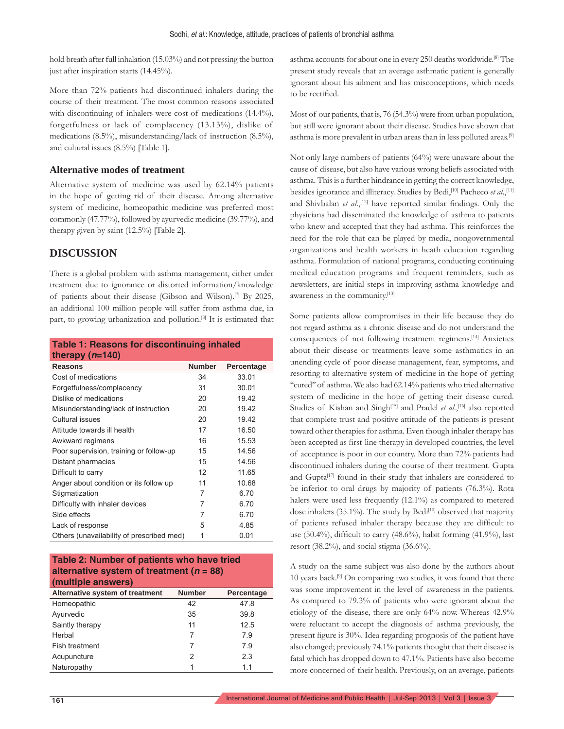hold breath after full inhalation (15.03%) and not pressing the button just after inspiration starts (14.45%).

More than 72% patients had discontinued inhalers during the course of their treatment. The most common reasons associated with discontinuing of inhalers were cost of medications (14.4%), forgetfulness or lack of complacency (13.13%), dislike of medications (8.5%), misunderstanding/lack of instruction (8.5%), and cultural issues (8.5%) [Table 1].

### Alternative modes of treatment

Alternative system of medicine was used by 62.14% patients in the hope of getting rid of their disease. Among alternative system of medicine, homeopathic medicine was preferred most commonly (47.77%), followed by ayurvedic medicine (39.77%), and therapy given by saint (12.5%) [Table 2].

## DISCUSSION

There is a global problem with asthma management, either under treatment due to ignorance or distorted information/knowledge of patients about their disease (Gibson and Wilson).[7] By 2025, an additional 100 million people will suffer from asthma due, in part, to growing urbanization and pollution.[8] It is estimated that asthma accounts for about one in every 250 deaths worldwide.[8] The present study reveals that an average asthmatic patient is generally ignorant about his ailment and has misconceptions, which needs to be rectified.

**Table 1: Reasons for discontinuing inhaled therapy (*n*=140)**

| Reasons | Number | Percentage |
|---|---|---|
| Cost of medications | 34 | 33.01 |
| Forgetfulness/complacency | 31 | 30.01 |
| Dislike of medications | 20 | 19.42 |
| Misunderstanding/lack of instruction | 20 | 19.42 |
| Cultural issues | 20 | 19.42 |
| Attitude towards ill health | 17 | 16.50 |
| Awkward regimens | 16 | 15.53 |
| Poor supervision, training or follow-up | 15 | 14.56 |
| Distant pharmacies | 15 | 14.56 |
| Difficult to carry | 12 | 11.65 |
| Anger about condition or its follow up | 11 | 10.68 |
| Stigmatization | 7 | 6.70 |
| Difficulty with inhaler devices | 7 | 6.70 |
| Side effects | 7 | 6.70 |
| Lack of response | 5 | 4.85 |
| Others (unavailability of prescribed med) | 1 | 0.01 |

**Table 2: Number of patients who have tried alternative system of treatment (*n* = 88) (multiple answers)**

| Alternative system of treatment | Number | Percentage |
|---|---|---|
| Homeopathic | 42 | 47.8 |
| Ayurvedic | 35 | 39.8 |
| Saintly therapy | 11 | 12.5 |
| Herbal | 7 | 7.9 |
| Fish treatment | 7 | 7.9 |
| Acupuncture | 2 | 2.3 |
| Naturopathy | 1 | 1.1 |

Most of our patients, that is, 76 (54.3%) were from urban population, but still were ignorant about their disease. Studies have shown that asthma is more prevalent in urban areas than in less polluted areas.[9]

Not only large numbers of patients (64%) were unaware about the cause of disease, but also have various wrong beliefs associated with asthma. This is a further hindrance in getting the correct knowledge, besides ignorance and illiteracy. Studies by Bedi,[10] Pacheco *et al*.,[11] and Shivbalan *et al*.,[12] have reported similar findings. Only the physicians had disseminated the knowledge of asthma to patients who knew and accepted that they had asthma. This reinforces the need for the role that can be played by media, nongovernmental organizations and health workers in heath education regarding asthma. Formulation of national programs, conducting continuing medical education programs and frequent reminders, such as newsletters, are initial steps in improving asthma knowledge and awareness in the community.[13]

Some patients allow compromises in their life because they do not regard asthma as a chronic disease and do not understand the consequences of not following treatment regimens.[14] Anxieties about their disease or treatments leave some asthmatics in an unending cycle of poor disease management, fear, symptoms, and resorting to alternative system of medicine in the hope of getting "cured" of asthma. We also had 62.14% patients who tried alternative system of medicine in the hope of getting their disease cured. Studies of Kishan and Singh[15] and Pradel *et al*.,[16] also reported that complete trust and positive attitude of the patients is present toward other therapies for asthma. Even though inhaler therapy has been accepted as first-line therapy in developed countries, the level of acceptance is poor in our country. More than 72% patients had discontinued inhalers during the course of their treatment. Gupta and Gupta[17] found in their study that inhalers are considered to be inferior to oral drugs by majority of patients (76.3%). Rota halers were used less frequently (12.1%) as compared to metered dose inhalers (35.1%). The study by Bedi[10] observed that majority of patients refused inhaler therapy because they are difficult to use (50.4%), difficult to carry (48.6%), habit forming (41.9%), last resort (38.2%), and social stigma (36.6%).

A study on the same subject was also done by the authors about 10 years back.[9] On comparing two studies, it was found that there was some improvement in the level of awareness in the patients. As compared to 79.3% of patients who were ignorant about the etiology of the disease, there are only 64% now. Whereas 42.9% were reluctant to accept the diagnosis of asthma previously, the present figure is 30%. Idea regarding prognosis of the patient have also changed; previously 74.1% patients thought that their disease is fatal which has dropped down to 47.1%. Patients have also become more concerned of their health. Previously, on an average, patients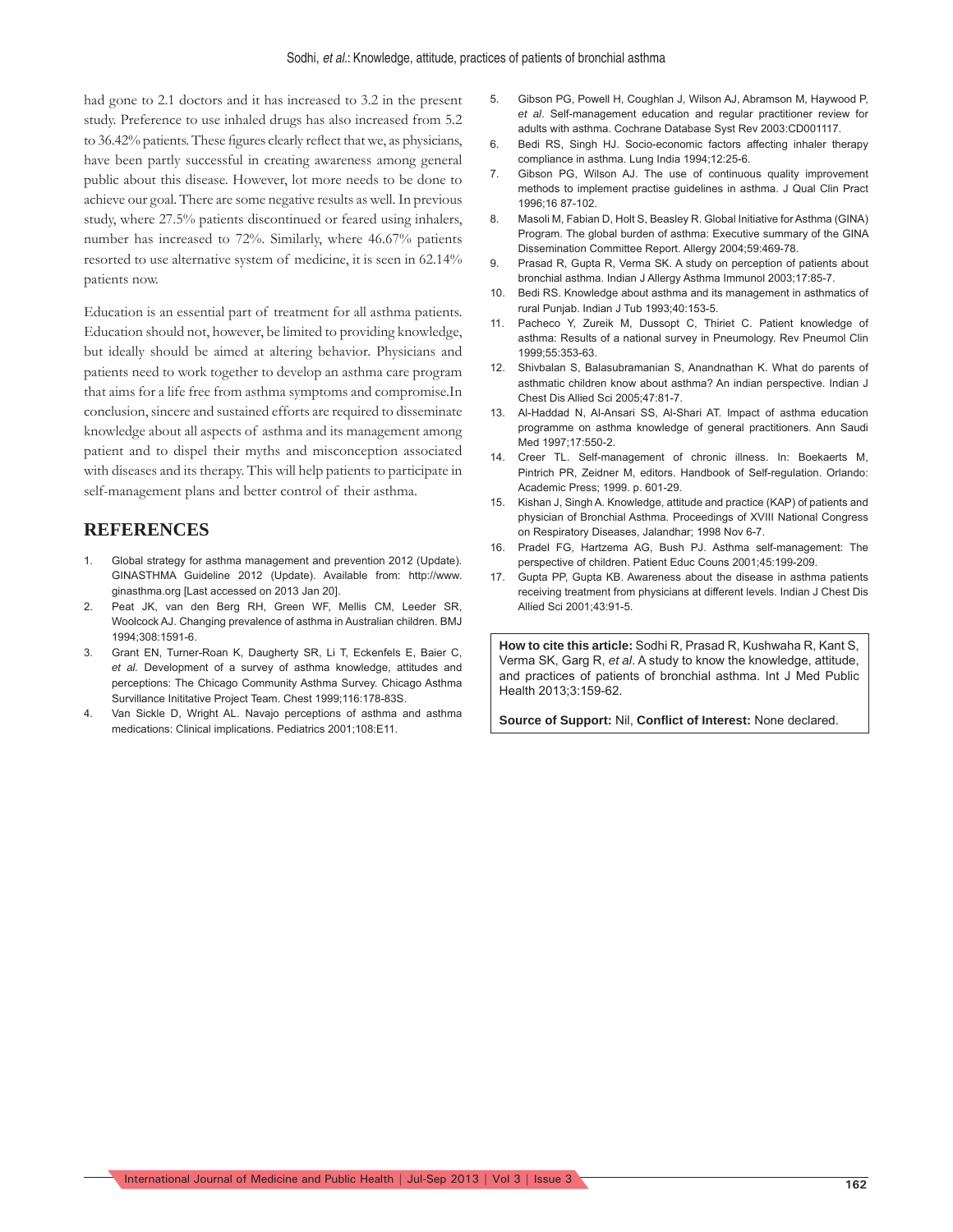had gone to 2.1 doctors and it has increased to 3.2 in the present study. Preference to use inhaled drugs has also increased from 5.2 to 36.42% patients. These figures clearly reflect that we, as physicians, have been partly successful in creating awareness among general public about this disease. However, lot more needs to be done to achieve our goal. There are some negative results as well. In previous study, where 27.5% patients discontinued or feared using inhalers, number has increased to 72%. Similarly, where 46.67% patients resorted to use alternative system of medicine, it is seen in 62.14% patients now.

Education is an essential part of treatment for all asthma patients. Education should not, however, be limited to providing knowledge, but ideally should be aimed at altering behavior. Physicians and patients need to work together to develop an asthma care program that aims for a life free from asthma symptoms and compromise.In conclusion, sincere and sustained efforts are required to disseminate knowledge about all aspects of asthma and its management among patient and to dispel their myths and misconception associated with diseases and its therapy. This will help patients to participate in self-management plans and better control of their asthma.

## REFERENCES

1. Global strategy for asthma management and prevention 2012 (Update). GINASTHMA Guideline 2012 (Update). Available from: http://www.ginasthma.org [Last accessed on 2013 Jan 20].
2. Peat JK, van den Berg RH, Green WF, Mellis CM, Leeder SR, Woolcock AJ. Changing prevalence of asthma in Australian children. BMJ 1994;308:1591-6.
3. Grant EN, Turner-Roan K, Daugherty SR, Li T, Eckenfels E, Baier C, *et al.* Development of a survey of asthma knowledge, attitudes and perceptions: The Chicago Community Asthma Survey. Chicago Asthma Survillance Inititative Project Team. Chest 1999;116:178-83S.
4. Van Sickle D, Wright AL. Navajo perceptions of asthma and asthma medications: Clinical implications. Pediatrics 2001;108:E11.
5. Gibson PG, Powell H, Coughlan J, Wilson AJ, Abramson M, Haywood P, *et al*. Self-management education and regular practitioner review for adults with asthma. Cochrane Database Syst Rev 2003:CD001117.
6. Bedi RS, Singh HJ. Socio-economic factors affecting inhaler therapy compliance in asthma. Lung India 1994;12:25-6.
7. Gibson PG, Wilson AJ. The use of continuous quality improvement methods to implement practise guidelines in asthma. J Qual Clin Pract 1996;16 87-102.
8. Masoli M, Fabian D, Holt S, Beasley R. Global Initiative for Asthma (GINA) Program. The global burden of asthma: Executive summary of the GINA Dissemination Committee Report. Allergy 2004;59:469-78.
9. Prasad R, Gupta R, Verma SK. A study on perception of patients about bronchial asthma. Indian J Allergy Asthma Immunol 2003;17:85-7.
10. Bedi RS. Knowledge about asthma and its management in asthmatics of rural Punjab. Indian J Tub 1993;40:153-5.
11. Pacheco Y, Zureik M, Dussopt C, Thiriet C. Patient knowledge of asthma: Results of a national survey in Pneumology. Rev Pneumol Clin 1999;55:353-63.
12. Shivbalan S, Balasubramanian S, Anandnathan K. What do parents of asthmatic children know about asthma? An indian perspective. Indian J Chest Dis Allied Sci 2005;47:81-7.
13. Al-Haddad N, Al-Ansari SS, Al-Shari AT. Impact of asthma education programme on asthma knowledge of general practitioners. Ann Saudi Med 1997;17:550-2.
14. Creer TL. Self-management of chronic illness. In: Boekaerts M, Pintrich PR, Zeidner M, editors. Handbook of Self-regulation. Orlando: Academic Press; 1999. p. 601-29.
15. Kishan J, Singh A. Knowledge, attitude and practice (KAP) of patients and physician of Bronchial Asthma. Proceedings of XVIII National Congress on Respiratory Diseases, Jalandhar; 1998 Nov 6-7.
16. Pradel FG, Hartzema AG, Bush PJ. Asthma self-management: The perspective of children. Patient Educ Couns 2001;45:199-209.
17. Gupta PP, Gupta KB. Awareness about the disease in asthma patients receiving treatment from physicians at different levels. Indian J Chest Dis Allied Sci 2001;43:91-5.

**How to cite this article:** Sodhi R, Prasad R, Kushwaha R, Kant S, Verma SK, Garg R, *et al*. A study to know the knowledge, attitude, and practices of patients of bronchial asthma. Int J Med Public Health 2013;3:159-62.

**Source of Support:** Nil, **Conflict of Interest:** None declared.